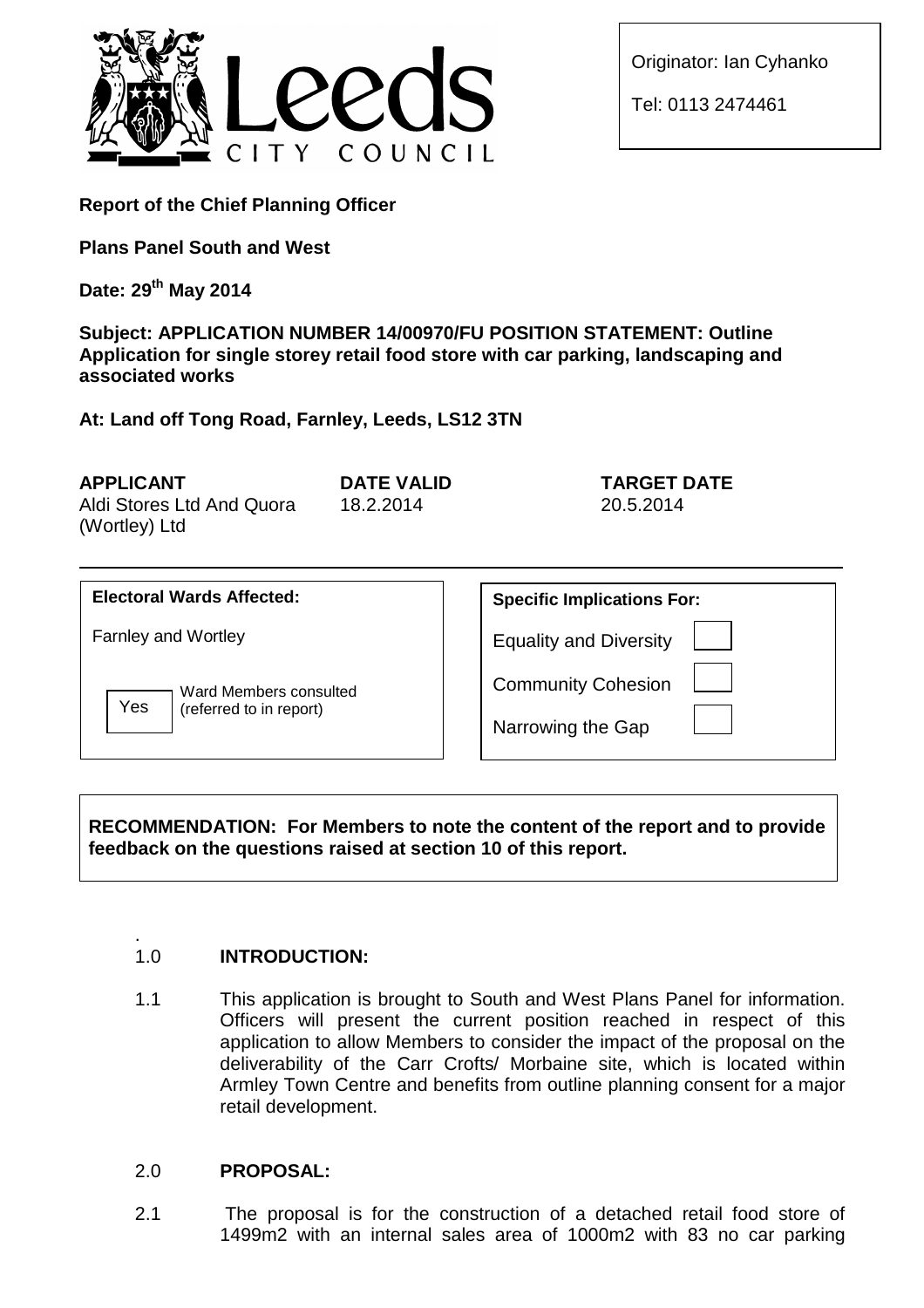Originator: Ian Cyhanko

Tel: 0113 2474461

**Report of the Chief Planning Officer**

**Plans Panel South and West**

**Date: 29th May 2014**

**Subject: APPLICATION NUMBER 14/00970/FU POSITION STATEMENT: Outline Application for single storey retail food store with car parking, landscaping and associated works**

**At: Land off Tong Road, Farnley, Leeds, LS12 3TN**

| **APPLICANT** | **DATE VALID** | **TARGET DATE** |
|---|---|---|
| Aldi Stores Ltd And Quora (Wortley) Ltd | 18.2.2014 | 20.5.2014 |

| **Electoral Wards Affected:** | **Specific Implications For:** | |
|---|---|---|
| Farnley and Wortley | Equality and Diversity | |
| Yes — Ward Members consulted (referred to in report) | Community Cohesion | |
| | Narrowing the Gap | |

**RECOMMENDATION: For Members to note the content of the report and to provide feedback on the questions raised at section 10 of this report.**

## 1.0 INTRODUCTION:

1.1 This application is brought to South and West Plans Panel for information. Officers will present the current position reached in respect of this application to allow Members to consider the impact of the proposal on the deliverability of the Carr Crofts/ Morbaine site, which is located within Armley Town Centre and benefits from outline planning consent for a major retail development.

## 2.0 PROPOSAL:

2.1 The proposal is for the construction of a detached retail food store of 1499m2 with an internal sales area of 1000m2 with 83 no car parking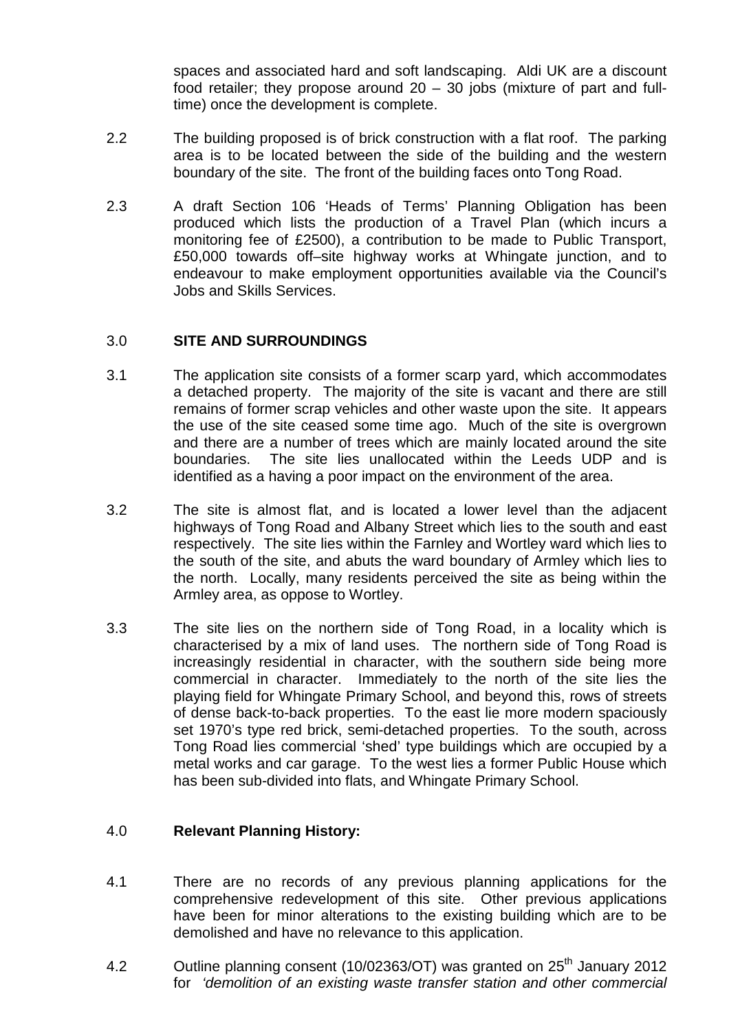spaces and associated hard and soft landscaping. Aldi UK are a discount food retailer; they propose around 20 – 30 jobs (mixture of part and full-time) once the development is complete.

2.2 The building proposed is of brick construction with a flat roof. The parking area is to be located between the side of the building and the western boundary of the site. The front of the building faces onto Tong Road.

2.3 A draft Section 106 'Heads of Terms' Planning Obligation has been produced which lists the production of a Travel Plan (which incurs a monitoring fee of £2500), a contribution to be made to Public Transport, £50,000 towards off–site highway works at Whingate junction, and to endeavour to make employment opportunities available via the Council's Jobs and Skills Services.

## 3.0 SITE AND SURROUNDINGS

3.1 The application site consists of a former scarp yard, which accommodates a detached property. The majority of the site is vacant and there are still remains of former scrap vehicles and other waste upon the site. It appears the use of the site ceased some time ago. Much of the site is overgrown and there are a number of trees which are mainly located around the site boundaries. The site lies unallocated within the Leeds UDP and is identified as a having a poor impact on the environment of the area.

3.2 The site is almost flat, and is located a lower level than the adjacent highways of Tong Road and Albany Street which lies to the south and east respectively. The site lies within the Farnley and Wortley ward which lies to the south of the site, and abuts the ward boundary of Armley which lies to the north. Locally, many residents perceived the site as being within the Armley area, as oppose to Wortley.

3.3 The site lies on the northern side of Tong Road, in a locality which is characterised by a mix of land uses. The northern side of Tong Road is increasingly residential in character, with the southern side being more commercial in character. Immediately to the north of the site lies the playing field for Whingate Primary School, and beyond this, rows of streets of dense back-to-back properties. To the east lie more modern spaciously set 1970's type red brick, semi-detached properties. To the south, across Tong Road lies commercial 'shed' type buildings which are occupied by a metal works and car garage. To the west lies a former Public House which has been sub-divided into flats, and Whingate Primary School.

## 4.0 Relevant Planning History:

4.1 There are no records of any previous planning applications for the comprehensive redevelopment of this site. Other previous applications have been for minor alterations to the existing building which are to be demolished and have no relevance to this application.

4.2 Outline planning consent (10/02363/OT) was granted on 25th January 2012 for *'demolition of an existing waste transfer station and other commercial*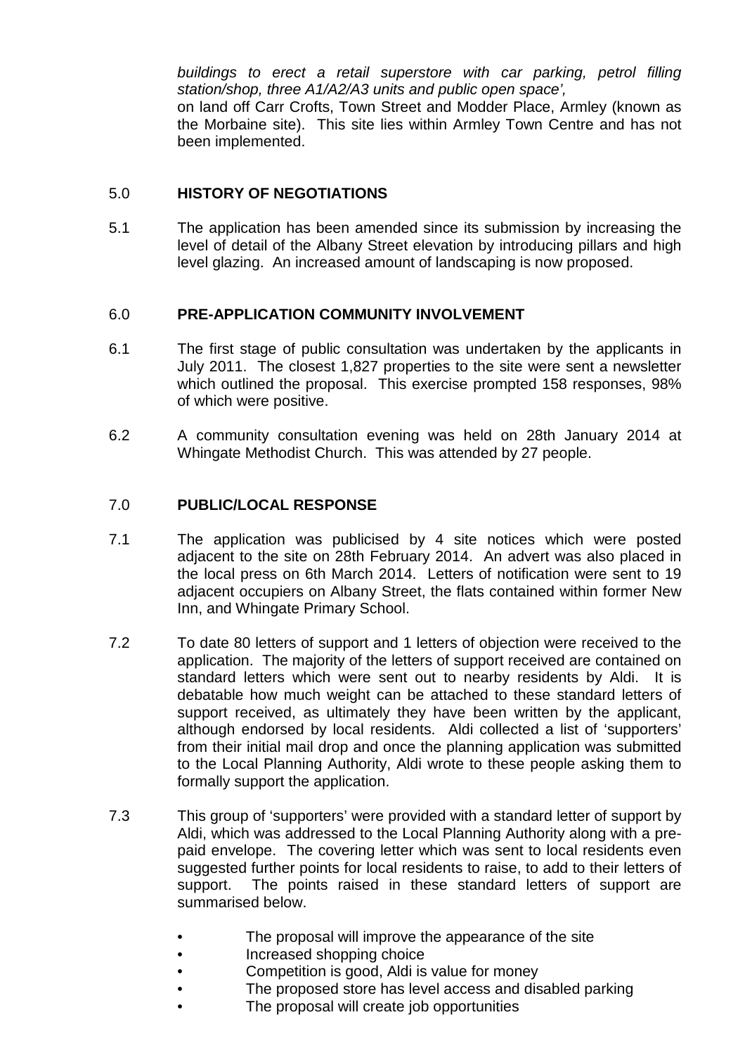*buildings to erect a retail superstore with car parking, petrol filling station/shop, three A1/A2/A3 units and public open space',*
on land off Carr Crofts, Town Street and Modder Place, Armley (known as the Morbaine site). This site lies within Armley Town Centre and has not been implemented.

## 5.0 HISTORY OF NEGOTIATIONS

5.1 The application has been amended since its submission by increasing the level of detail of the Albany Street elevation by introducing pillars and high level glazing. An increased amount of landscaping is now proposed.

## 6.0 PRE-APPLICATION COMMUNITY INVOLVEMENT

6.1 The first stage of public consultation was undertaken by the applicants in July 2011. The closest 1,827 properties to the site were sent a newsletter which outlined the proposal. This exercise prompted 158 responses, 98% of which were positive.

6.2 A community consultation evening was held on 28th January 2014 at Whingate Methodist Church. This was attended by 27 people.

## 7.0 PUBLIC/LOCAL RESPONSE

7.1 The application was publicised by 4 site notices which were posted adjacent to the site on 28th February 2014. An advert was also placed in the local press on 6th March 2014. Letters of notification were sent to 19 adjacent occupiers on Albany Street, the flats contained within former New Inn, and Whingate Primary School.

7.2 To date 80 letters of support and 1 letters of objection were received to the application. The majority of the letters of support received are contained on standard letters which were sent out to nearby residents by Aldi. It is debatable how much weight can be attached to these standard letters of support received, as ultimately they have been written by the applicant, although endorsed by local residents. Aldi collected a list of 'supporters' from their initial mail drop and once the planning application was submitted to the Local Planning Authority, Aldi wrote to these people asking them to formally support the application.

7.3 This group of 'supporters' were provided with a standard letter of support by Aldi, which was addressed to the Local Planning Authority along with a pre-paid envelope. The covering letter which was sent to local residents even suggested further points for local residents to raise, to add to their letters of support. The points raised in these standard letters of support are summarised below.

- The proposal will improve the appearance of the site
- Increased shopping choice
- Competition is good, Aldi is value for money
- The proposed store has level access and disabled parking
- The proposal will create job opportunities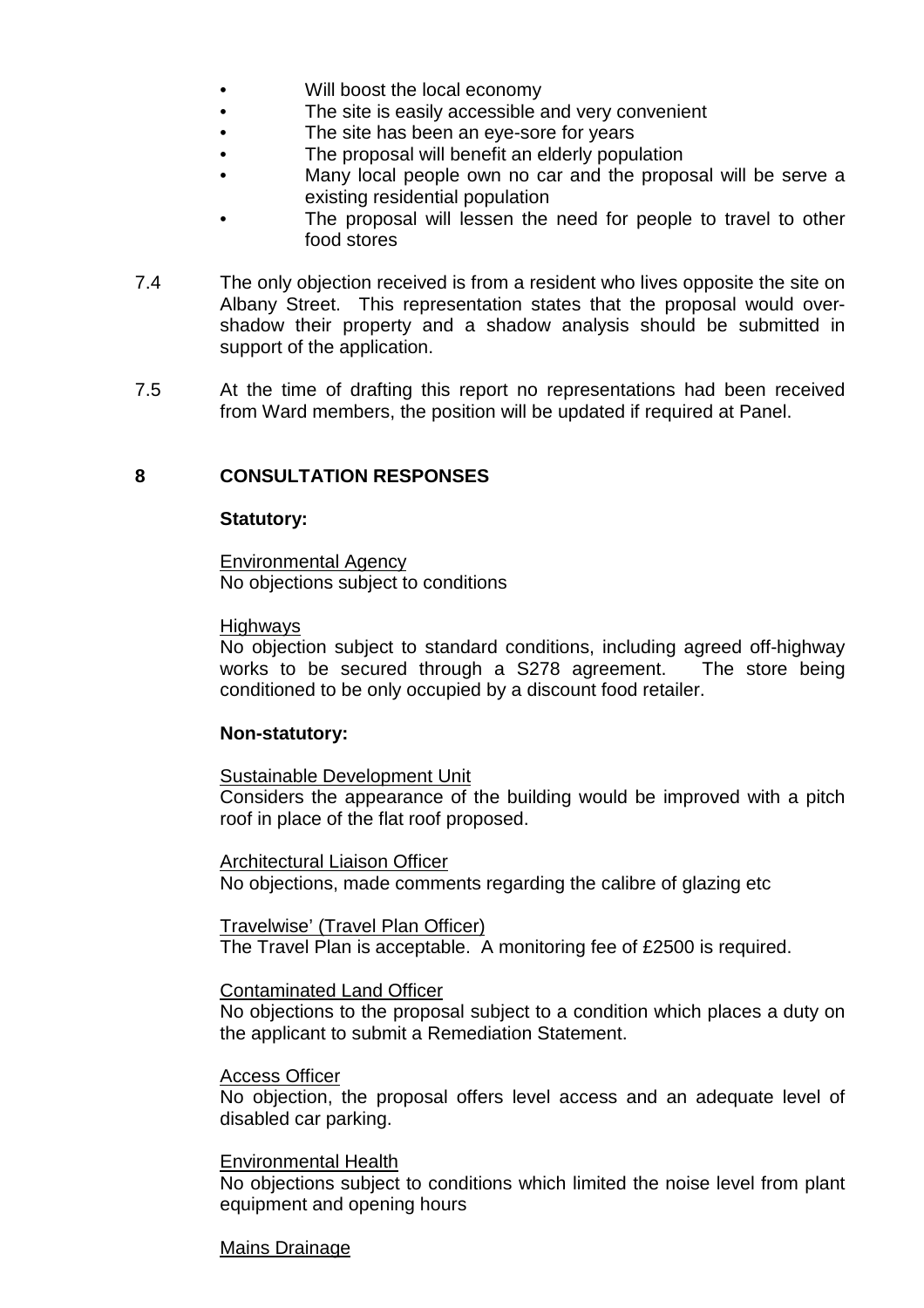- Will boost the local economy
- The site is easily accessible and very convenient
- The site has been an eye-sore for years
- The proposal will benefit an elderly population
- Many local people own no car and the proposal will be serve a existing residential population
- The proposal will lessen the need for people to travel to other food stores

7.4 The only objection received is from a resident who lives opposite the site on Albany Street. This representation states that the proposal would over-shadow their property and a shadow analysis should be submitted in support of the application.

7.5 At the time of drafting this report no representations had been received from Ward members, the position will be updated if required at Panel.

## 8 CONSULTATION RESPONSES

**Statutory:**

Environmental Agency
No objections subject to conditions

Highways
No objection subject to standard conditions, including agreed off-highway works to be secured through a S278 agreement. The store being conditioned to be only occupied by a discount food retailer.

**Non-statutory:**

Sustainable Development Unit
Considers the appearance of the building would be improved with a pitch roof in place of the flat roof proposed.

Architectural Liaison Officer
No objections, made comments regarding the calibre of glazing etc

Travelwise' (Travel Plan Officer)
The Travel Plan is acceptable. A monitoring fee of £2500 is required.

Contaminated Land Officer
No objections to the proposal subject to a condition which places a duty on the applicant to submit a Remediation Statement.

Access Officer
No objection, the proposal offers level access and an adequate level of disabled car parking.

Environmental Health
No objections subject to conditions which limited the noise level from plant equipment and opening hours

Mains Drainage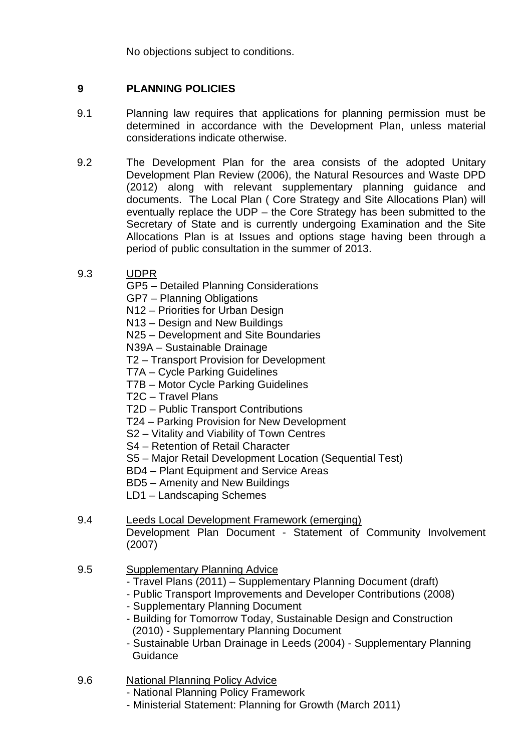No objections subject to conditions.

## 9 PLANNING POLICIES

9.1 Planning law requires that applications for planning permission must be determined in accordance with the Development Plan, unless material considerations indicate otherwise.

9.2 The Development Plan for the area consists of the adopted Unitary Development Plan Review (2006), the Natural Resources and Waste DPD (2012) along with relevant supplementary planning guidance and documents. The Local Plan ( Core Strategy and Site Allocations Plan) will eventually replace the UDP – the Core Strategy has been submitted to the Secretary of State and is currently undergoing Examination and the Site Allocations Plan is at Issues and options stage having been through a period of public consultation in the summer of 2013.

9.3 <u>UDPR</u>

GP5 – Detailed Planning Considerations
GP7 – Planning Obligations
N12 – Priorities for Urban Design
N13 – Design and New Buildings
N25 – Development and Site Boundaries
N39A – Sustainable Drainage
T2 – Transport Provision for Development
T7A – Cycle Parking Guidelines
T7B – Motor Cycle Parking Guidelines
T2C – Travel Plans
T2D – Public Transport Contributions
T24 – Parking Provision for New Development
S2 – Vitality and Viability of Town Centres
S4 – Retention of Retail Character
S5 – Major Retail Development Location (Sequential Test)
BD4 – Plant Equipment and Service Areas
BD5 – Amenity and New Buildings
LD1 – Landscaping Schemes

9.4 <u>Leeds Local Development Framework (emerging)</u>

Development Plan Document - Statement of Community Involvement (2007)

9.5 <u>Supplementary Planning Advice</u>

- Travel Plans (2011) – Supplementary Planning Document (draft)
- Public Transport Improvements and Developer Contributions (2008)
- Supplementary Planning Document
- Building for Tomorrow Today, Sustainable Design and Construction (2010) - Supplementary Planning Document
- Sustainable Urban Drainage in Leeds (2004) - Supplementary Planning Guidance

9.6 <u>National Planning Policy Advice</u>

- National Planning Policy Framework
- Ministerial Statement: Planning for Growth (March 2011)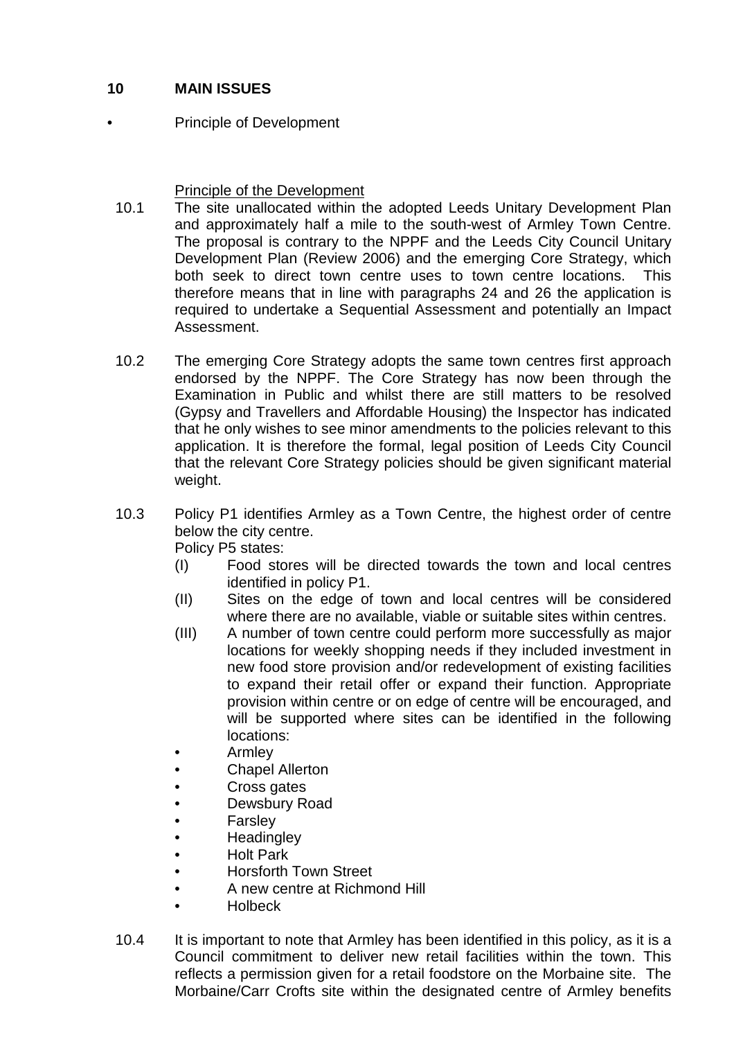## 10 MAIN ISSUES

- Principle of Development

Principle of the Development

10.1 The site unallocated within the adopted Leeds Unitary Development Plan and approximately half a mile to the south-west of Armley Town Centre. The proposal is contrary to the NPPF and the Leeds City Council Unitary Development Plan (Review 2006) and the emerging Core Strategy, which both seek to direct town centre uses to town centre locations. This therefore means that in line with paragraphs 24 and 26 the application is required to undertake a Sequential Assessment and potentially an Impact Assessment.

10.2 The emerging Core Strategy adopts the same town centres first approach endorsed by the NPPF. The Core Strategy has now been through the Examination in Public and whilst there are still matters to be resolved (Gypsy and Travellers and Affordable Housing) the Inspector has indicated that he only wishes to see minor amendments to the policies relevant to this application. It is therefore the formal, legal position of Leeds City Council that the relevant Core Strategy policies should be given significant material weight.

10.3 Policy P1 identifies Armley as a Town Centre, the highest order of centre below the city centre.
Policy P5 states:

(I) Food stores will be directed towards the town and local centres identified in policy P1.

(II) Sites on the edge of town and local centres will be considered where there are no available, viable or suitable sites within centres.

(III) A number of town centre could perform more successfully as major locations for weekly shopping needs if they included investment in new food store provision and/or redevelopment of existing facilities to expand their retail offer or expand their function. Appropriate provision within centre or on edge of centre will be encouraged, and will be supported where sites can be identified in the following locations:

- Armley
- Chapel Allerton
- Cross gates
- Dewsbury Road
- Farsley
- Headingley
- Holt Park
- Horsforth Town Street
- A new centre at Richmond Hill
- Holbeck

10.4 It is important to note that Armley has been identified in this policy, as it is a Council commitment to deliver new retail facilities within the town. This reflects a permission given for a retail foodstore on the Morbaine site. The Morbaine/Carr Crofts site within the designated centre of Armley benefits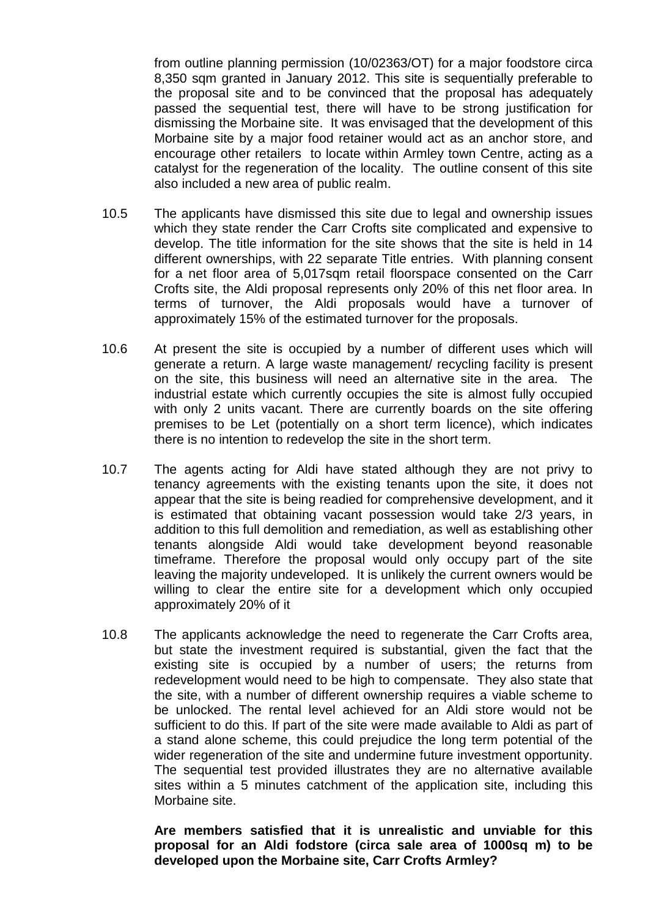from outline planning permission (10/02363/OT) for a major foodstore circa 8,350 sqm granted in January 2012. This site is sequentially preferable to the proposal site and to be convinced that the proposal has adequately passed the sequential test, there will have to be strong justification for dismissing the Morbaine site. It was envisaged that the development of this Morbaine site by a major food retainer would act as an anchor store, and encourage other retailers to locate within Armley town Centre, acting as a catalyst for the regeneration of the locality. The outline consent of this site also included a new area of public realm.

10.5 The applicants have dismissed this site due to legal and ownership issues which they state render the Carr Crofts site complicated and expensive to develop. The title information for the site shows that the site is held in 14 different ownerships, with 22 separate Title entries. With planning consent for a net floor area of 5,017sqm retail floorspace consented on the Carr Crofts site, the Aldi proposal represents only 20% of this net floor area. In terms of turnover, the Aldi proposals would have a turnover of approximately 15% of the estimated turnover for the proposals.

10.6 At present the site is occupied by a number of different uses which will generate a return. A large waste management/ recycling facility is present on the site, this business will need an alternative site in the area. The industrial estate which currently occupies the site is almost fully occupied with only 2 units vacant. There are currently boards on the site offering premises to be Let (potentially on a short term licence), which indicates there is no intention to redevelop the site in the short term.

10.7 The agents acting for Aldi have stated although they are not privy to tenancy agreements with the existing tenants upon the site, it does not appear that the site is being readied for comprehensive development, and it is estimated that obtaining vacant possession would take 2/3 years, in addition to this full demolition and remediation, as well as establishing other tenants alongside Aldi would take development beyond reasonable timeframe. Therefore the proposal would only occupy part of the site leaving the majority undeveloped. It is unlikely the current owners would be willing to clear the entire site for a development which only occupied approximately 20% of it

10.8 The applicants acknowledge the need to regenerate the Carr Crofts area, but state the investment required is substantial, given the fact that the existing site is occupied by a number of users; the returns from redevelopment would need to be high to compensate. They also state that the site, with a number of different ownership requires a viable scheme to be unlocked. The rental level achieved for an Aldi store would not be sufficient to do this. If part of the site were made available to Aldi as part of a stand alone scheme, this could prejudice the long term potential of the wider regeneration of the site and undermine future investment opportunity. The sequential test provided illustrates they are no alternative available sites within a 5 minutes catchment of the application site, including this Morbaine site.

**Are members satisfied that it is unrealistic and unviable for this proposal for an Aldi fodstore (circa sale area of 1000sq m) to be developed upon the Morbaine site, Carr Crofts Armley?**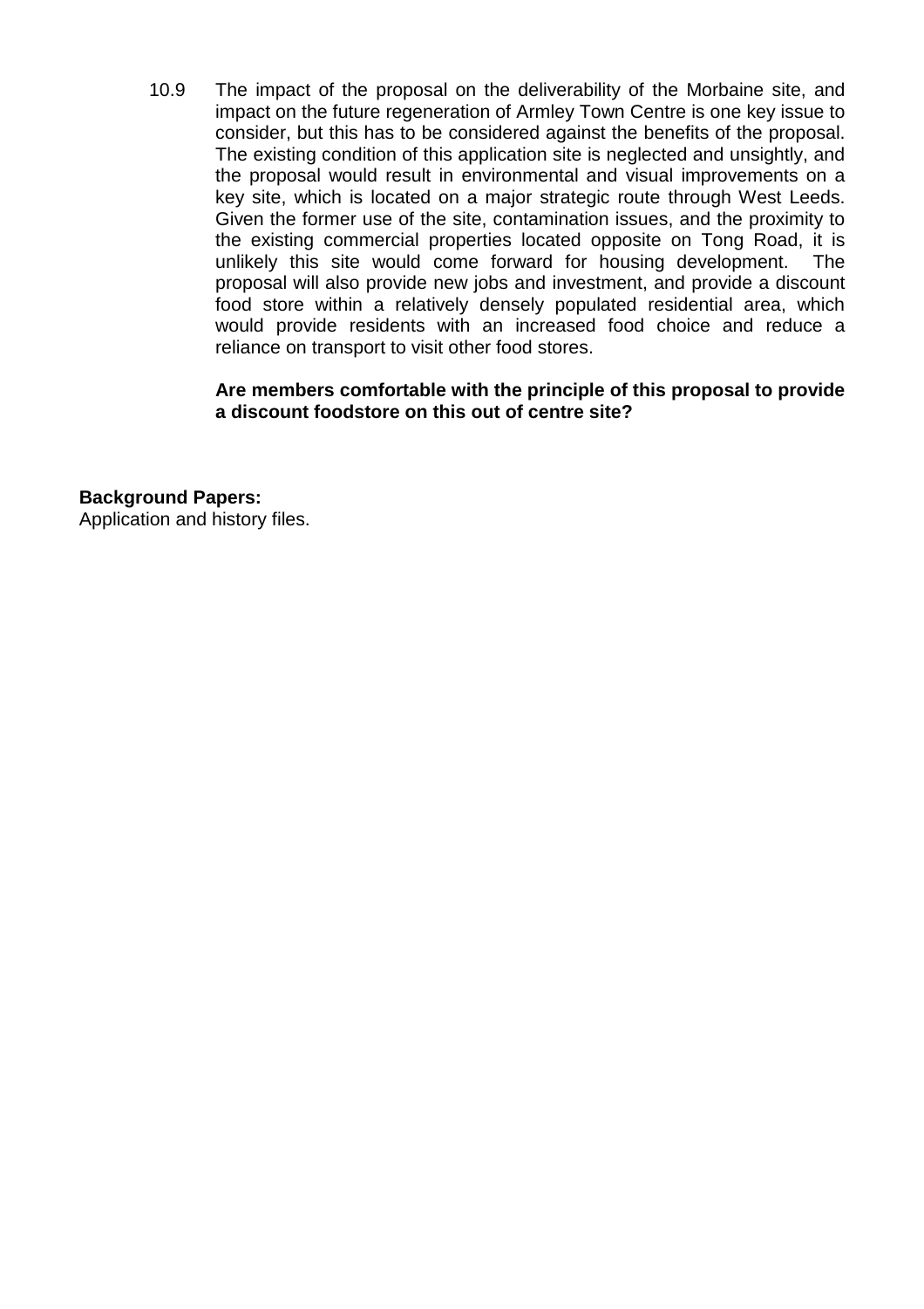10.9 The impact of the proposal on the deliverability of the Morbaine site, and impact on the future regeneration of Armley Town Centre is one key issue to consider, but this has to be considered against the benefits of the proposal. The existing condition of this application site is neglected and unsightly, and the proposal would result in environmental and visual improvements on a key site, which is located on a major strategic route through West Leeds. Given the former use of the site, contamination issues, and the proximity to the existing commercial properties located opposite on Tong Road, it is unlikely this site would come forward for housing development. The proposal will also provide new jobs and investment, and provide a discount food store within a relatively densely populated residential area, which would provide residents with an increased food choice and reduce a reliance on transport to visit other food stores.

**Are members comfortable with the principle of this proposal to provide a discount foodstore on this out of centre site?**

**Background Papers:**
Application and history files.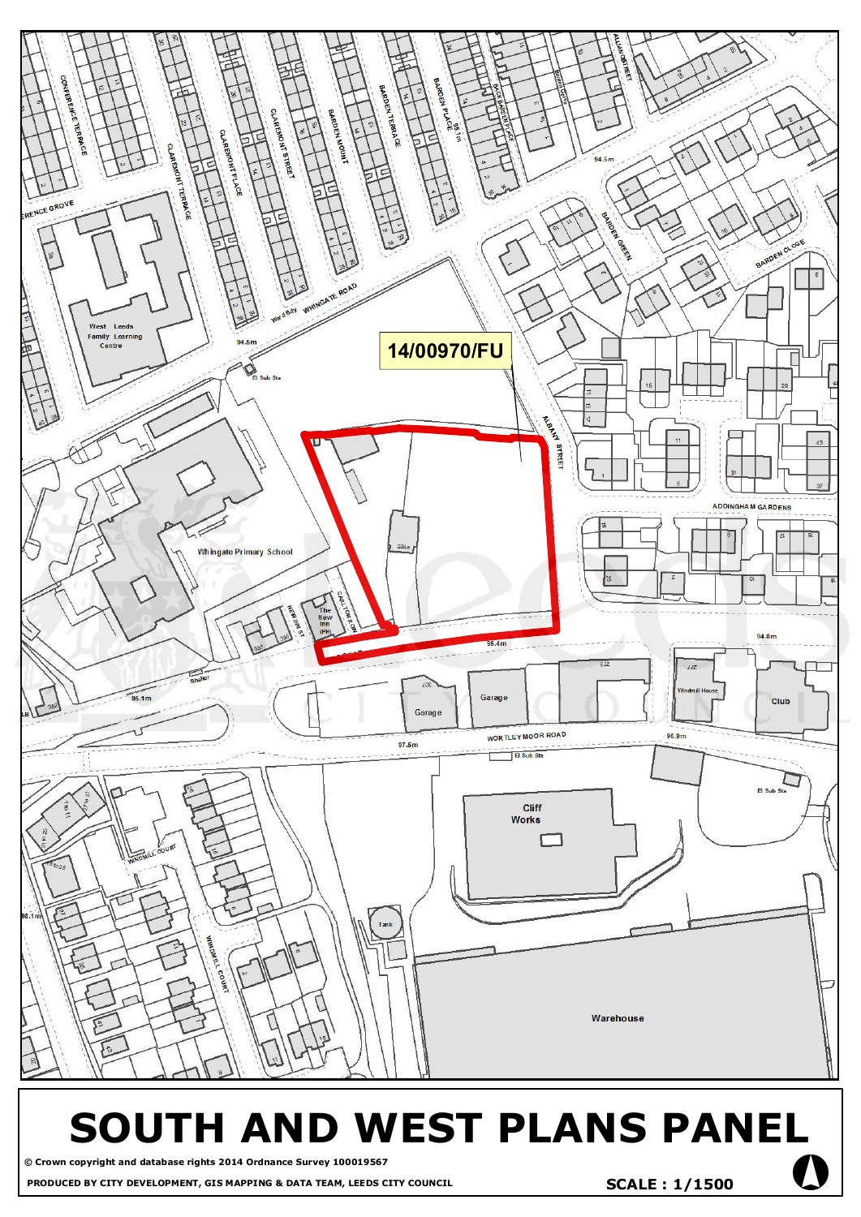14/00970/FU

# SOUTH AND WEST PLANS PANEL

© Crown copyright and database rights 2014 Ordnance Survey 100019567

PRODUCED BY CITY DEVELOPMENT, GIS MAPPING & DATA TEAM, LEEDS CITY COUNCIL

SCALE : 1/1500